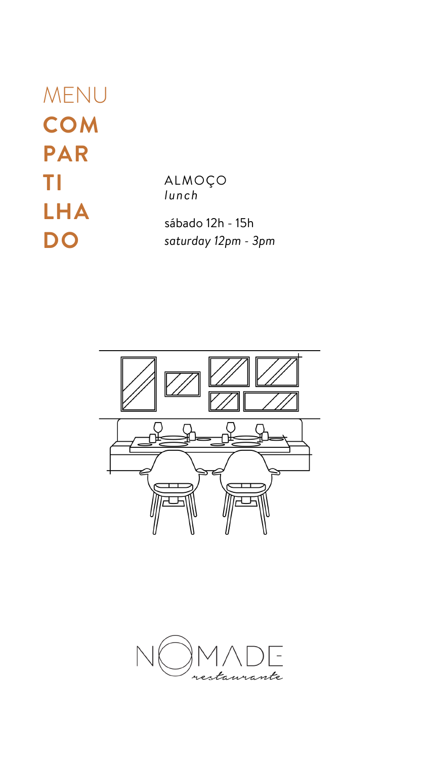# MENU **COMPARTILHADO**

ALMOÇO
*lunch*

sábado 12h - 15h
*saturday 12pm - 3pm*

NÔMADE
*restaurante*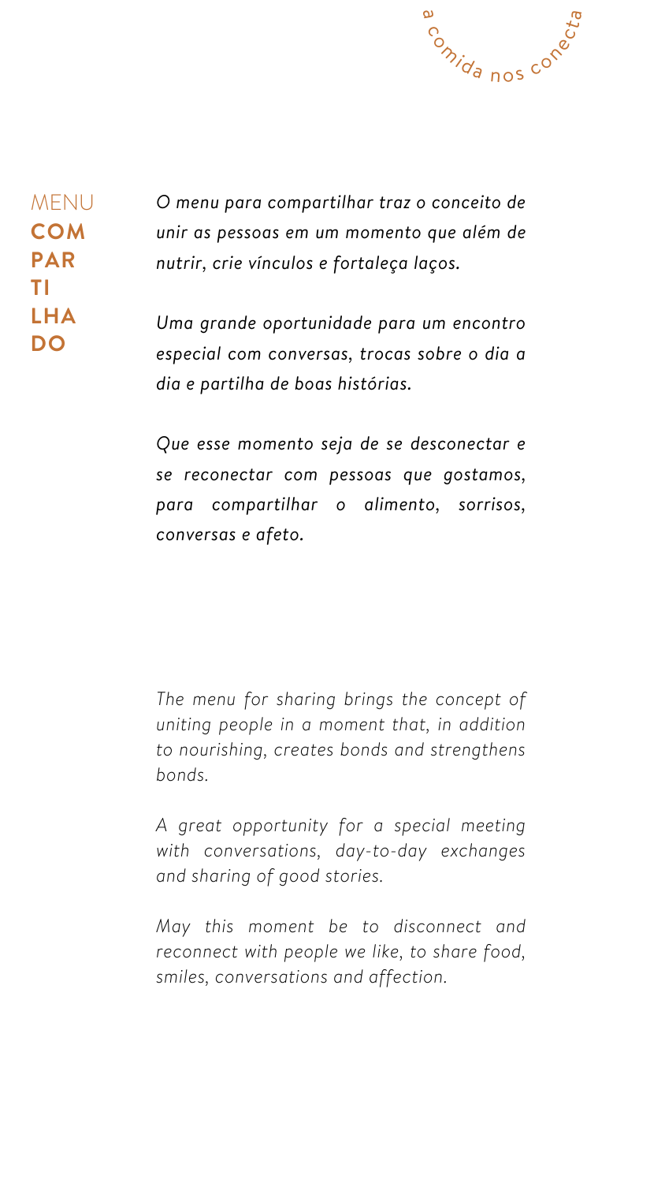a comida nos conecta

# MENU COMPARTILHADO

*O menu para compartilhar traz o conceito de unir as pessoas em um momento que além de nutrir, crie vínculos e fortaleça laços.*

*Uma grande oportunidade para um encontro especial com conversas, trocas sobre o dia a dia e partilha de boas histórias.*

*Que esse momento seja de se desconectar e se reconectar com pessoas que gostamos, para compartilhar o alimento, sorrisos, conversas e afeto.*

*The menu for sharing brings the concept of uniting people in a moment that, in addition to nourishing, creates bonds and strengthens bonds.*

*A great opportunity for a special meeting with conversations, day-to-day exchanges and sharing of good stories.*

*May this moment be to disconnect and reconnect with people we like, to share food, smiles, conversations and affection.*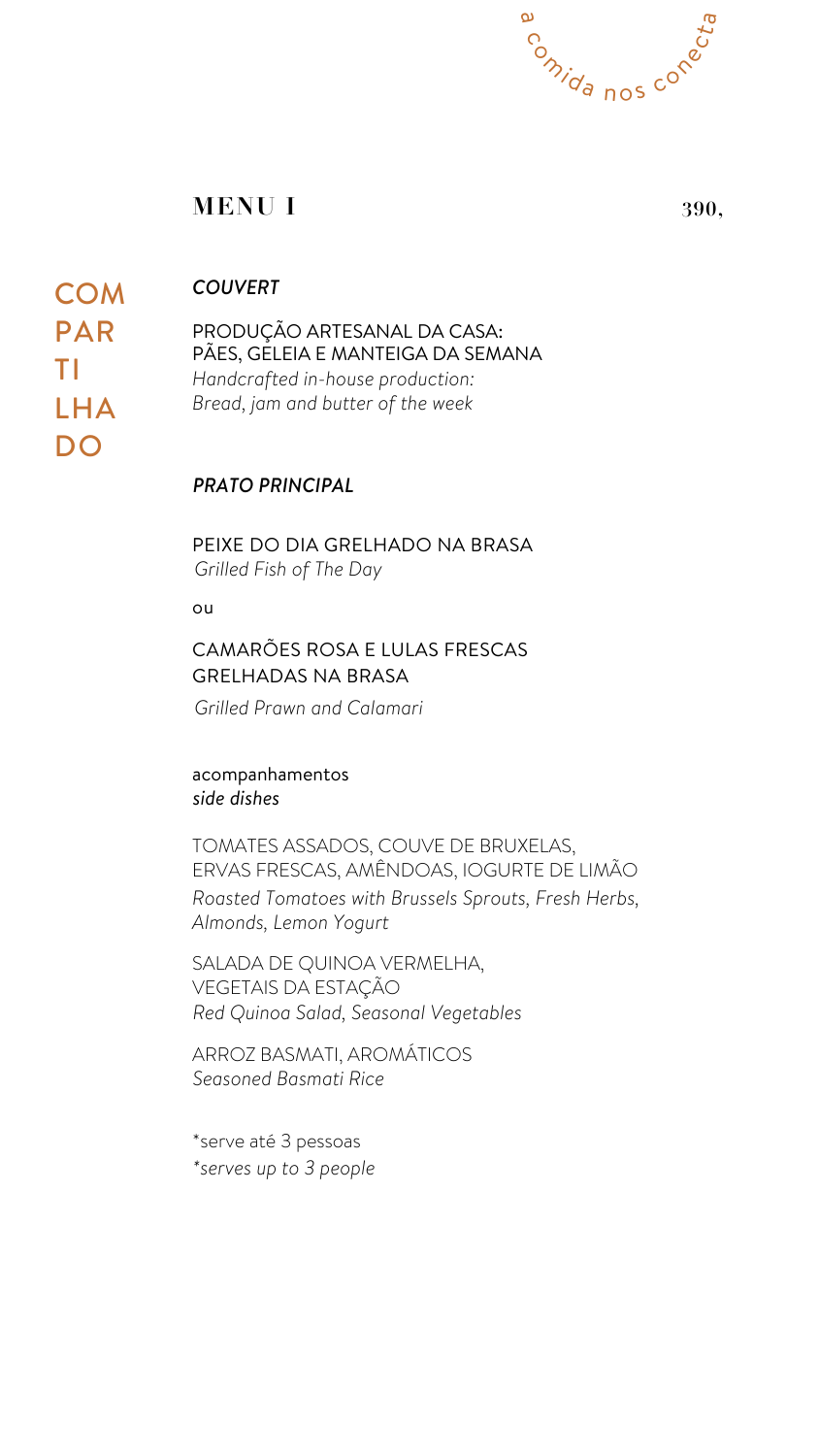a comida nos conecta

## MENU I

390,

COM
PAR
TI
LHA
DO

### *COUVERT*

PRODUÇÃO ARTESANAL DA CASA:
PÃES, GELEIA E MANTEIGA DA SEMANA
*Handcrafted in-house production:*
*Bread, jam and butter of the week*

### *PRATO PRINCIPAL*

PEIXE DO DIA GRELHADO NA BRASA
*Grilled Fish of The Day*

ou

CAMARÕES ROSA E LULAS FRESCAS
GRELHADAS NA BRASA
*Grilled Prawn and Calamari*

acompanhamentos
*side dishes*

TOMATES ASSADOS, COUVE DE BRUXELAS,
ERVAS FRESCAS, AMÊNDOAS, IOGURTE DE LIMÃO
*Roasted Tomatoes with Brussels Sprouts, Fresh Herbs,*
*Almonds, Lemon Yogurt*

SALADA DE QUINOA VERMELHA,
VEGETAIS DA ESTAÇÃO
*Red Quinoa Salad, Seasonal Vegetables*

ARROZ BASMATI, AROMÁTICOS
*Seasoned Basmati Rice*

*serve até 3 pessoas
*\*serves up to 3 people*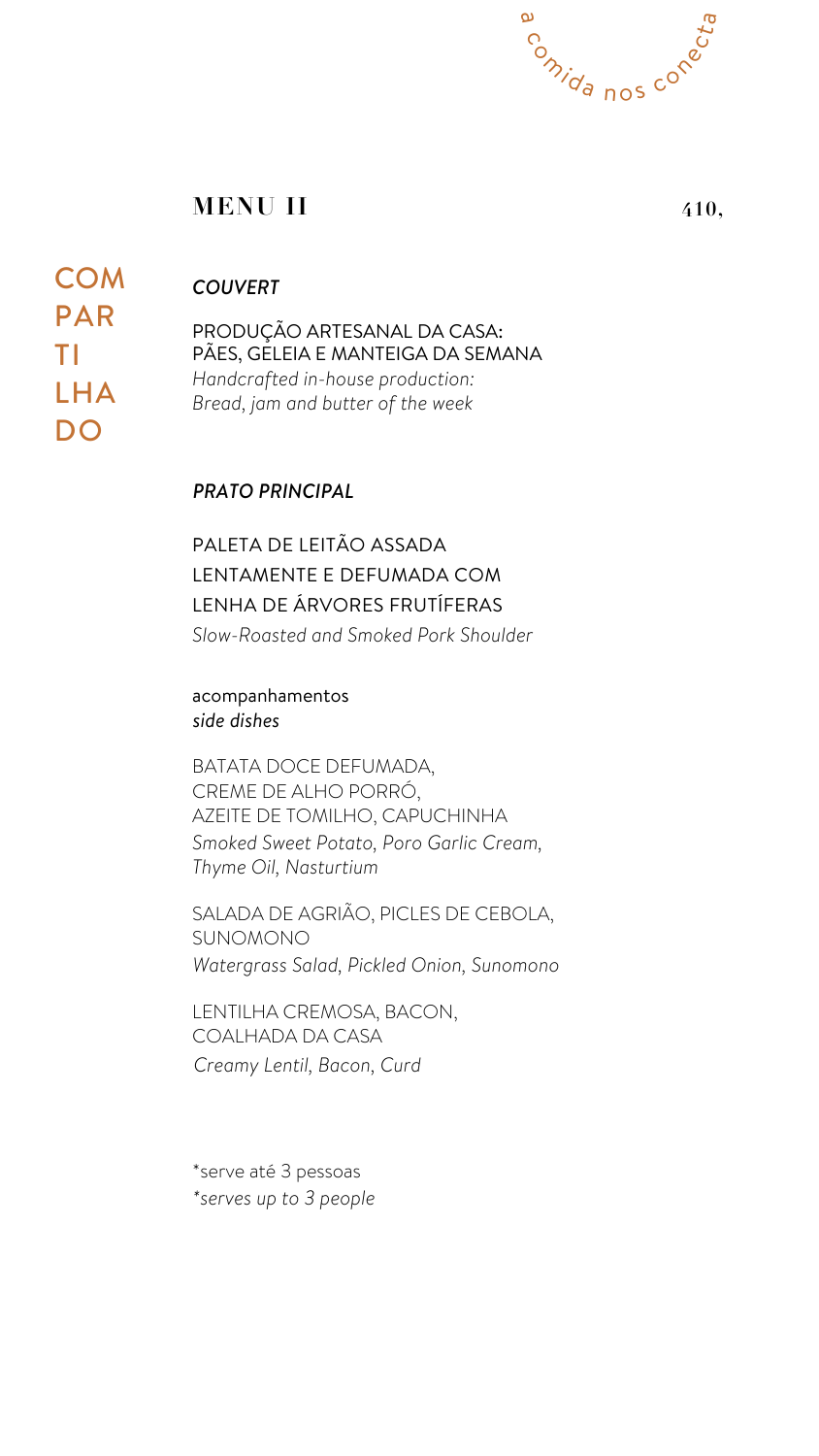a comida nos conecta

## MENU II 410,

COM PAR TI LHA DO

*COUVERT*

PRODUÇÃO ARTESANAL DA CASA:
PÃES, GELEIA E MANTEIGA DA SEMANA
*Handcrafted in-house production:*
*Bread, jam and butter of the week*

*PRATO PRINCIPAL*

PALETA DE LEITÃO ASSADA
LENTAMENTE E DEFUMADA COM
LENHA DE ÁRVORES FRUTÍFERAS
*Slow-Roasted and Smoked Pork Shoulder*

acompanhamentos
*side dishes*

BATATA DOCE DEFUMADA,
CREME DE ALHO PORRÓ,
AZEITE DE TOMILHO, CAPUCHINHA
*Smoked Sweet Potato, Poro Garlic Cream,*
*Thyme Oil, Nasturtium*

SALADA DE AGRIÃO, PICLES DE CEBOLA,
SUNOMONO
*Watergrass Salad, Pickled Onion, Sunomono*

LENTILHA CREMOSA, BACON,
COALHADA DA CASA
*Creamy Lentil, Bacon, Curd*

*serve até 3 pessoas
*\*serves up to 3 people*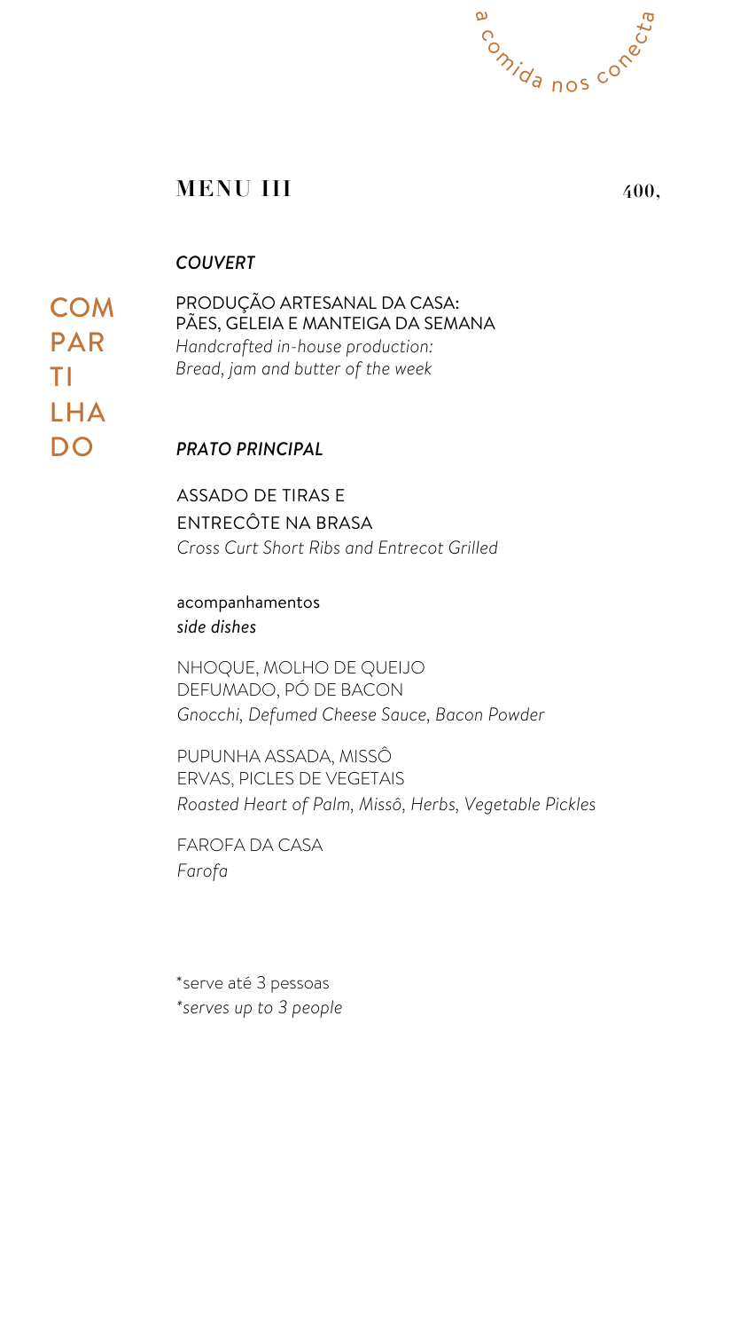a comida nos conecta

## MENU III 400,

COMPARTILHADO

### *COUVERT*

PRODUÇÃO ARTESANAL DA CASA:
PÃES, GELEIA E MANTEIGA DA SEMANA
*Handcrafted in-house production:*
*Bread, jam and butter of the week*

### *PRATO PRINCIPAL*

ASSADO DE TIRAS E
ENTRECÔTE NA BRASA
*Cross Curt Short Ribs and Entrecot Grilled*

acompanhamentos
*side dishes*

NHOQUE, MOLHO DE QUEIJO
DEFUMADO, PÓ DE BACON
*Gnocchi, Defumed Cheese Sauce, Bacon Powder*

PUPUNHA ASSADA, MISSÔ
ERVAS, PICLES DE VEGETAIS
*Roasted Heart of Palm, Missô, Herbs, Vegetable Pickles*

FAROFA DA CASA
*Farofa*

*serve até 3 pessoas
*\*serves up to 3 people*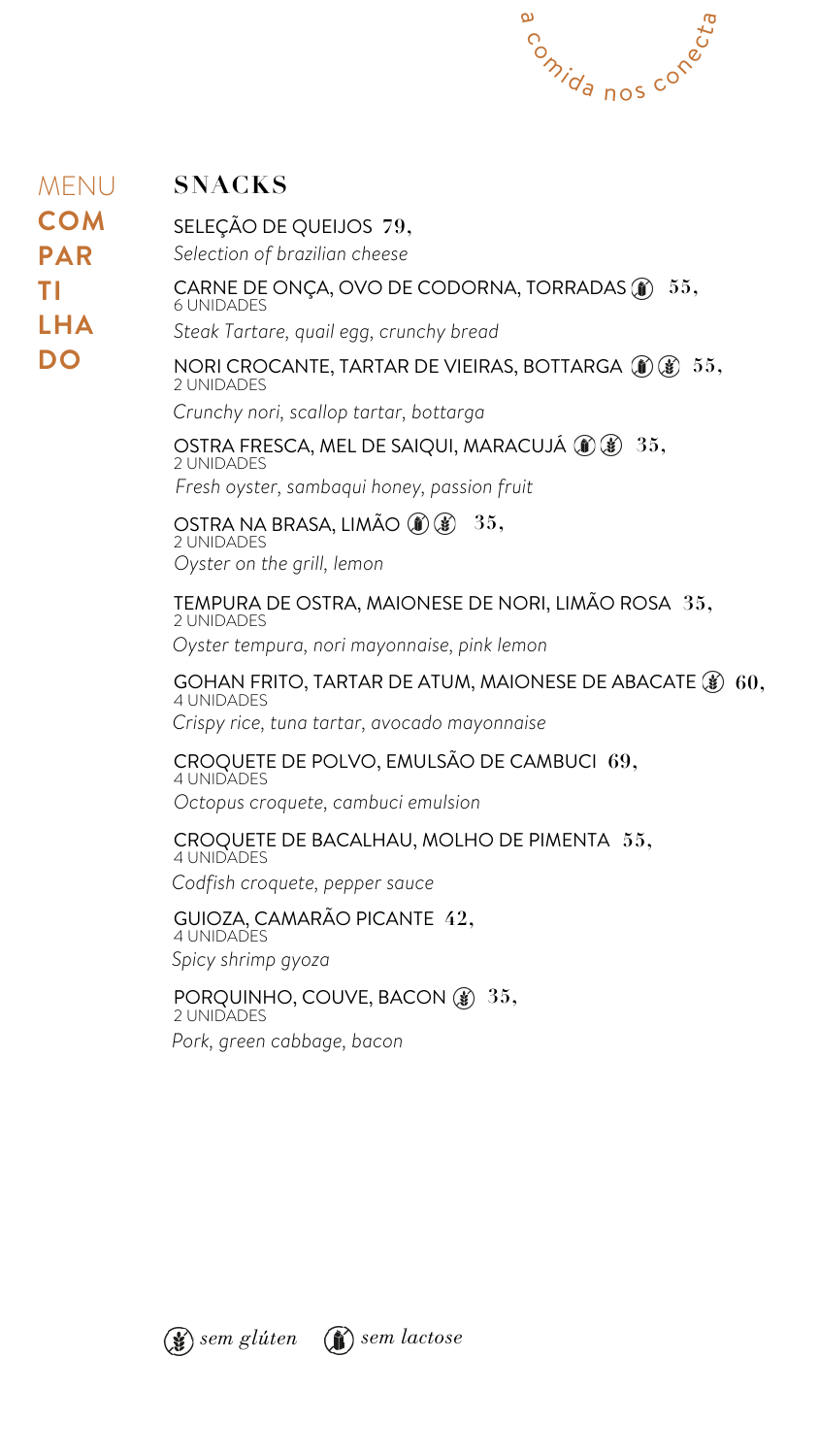a comida nos conecta

MENU **COMPARTILHADO**

## SNACKS

SELEÇÃO DE QUEIJOS **79,**
*Selection of brazilian cheese*

CARNE DE ONÇA, OVO DE CODORNA, TORRADAS (sem lactose) **55,**
6 UNIDADES
*Steak Tartare, quail egg, crunchy bread*

NORI CROCANTE, TARTAR DE VIEIRAS, BOTTARGA (sem lactose) (sem glúten) **55,**
2 UNIDADES
*Crunchy nori, scallop tartar, bottarga*

OSTRA FRESCA, MEL DE SAIQUI, MARACUJÁ (sem lactose) (sem glúten) **35,**
2 UNIDADES
*Fresh oyster, sambaqui honey, passion fruit*

OSTRA NA BRASA, LIMÃO (sem lactose) (sem glúten) **35,**
2 UNIDADES
*Oyster on the grill, lemon*

TEMPURA DE OSTRA, MAIONESE DE NORI, LIMÃO ROSA **35,**
2 UNIDADES
*Oyster tempura, nori mayonnaise, pink lemon*

GOHAN FRITO, TARTAR DE ATUM, MAIONESE DE ABACATE (sem glúten) **60,**
4 UNIDADES
*Crispy rice, tuna tartar, avocado mayonnaise*

CROQUETE DE POLVO, EMULSÃO DE CAMBUCI **69,**
4 UNIDADES
*Octopus croquete, cambuci emulsion*

CROQUETE DE BACALHAU, MOLHO DE PIMENTA **55,**
4 UNIDADES
*Codfish croquete, pepper sauce*

GUIOZA, CAMARÃO PICANTE **42,**
4 UNIDADES
*Spicy shrimp gyoza*

PORQUINHO, COUVE, BACON (sem glúten) **35,**
2 UNIDADES
*Pork, green cabbage, bacon*

*sem glúten* *sem lactose*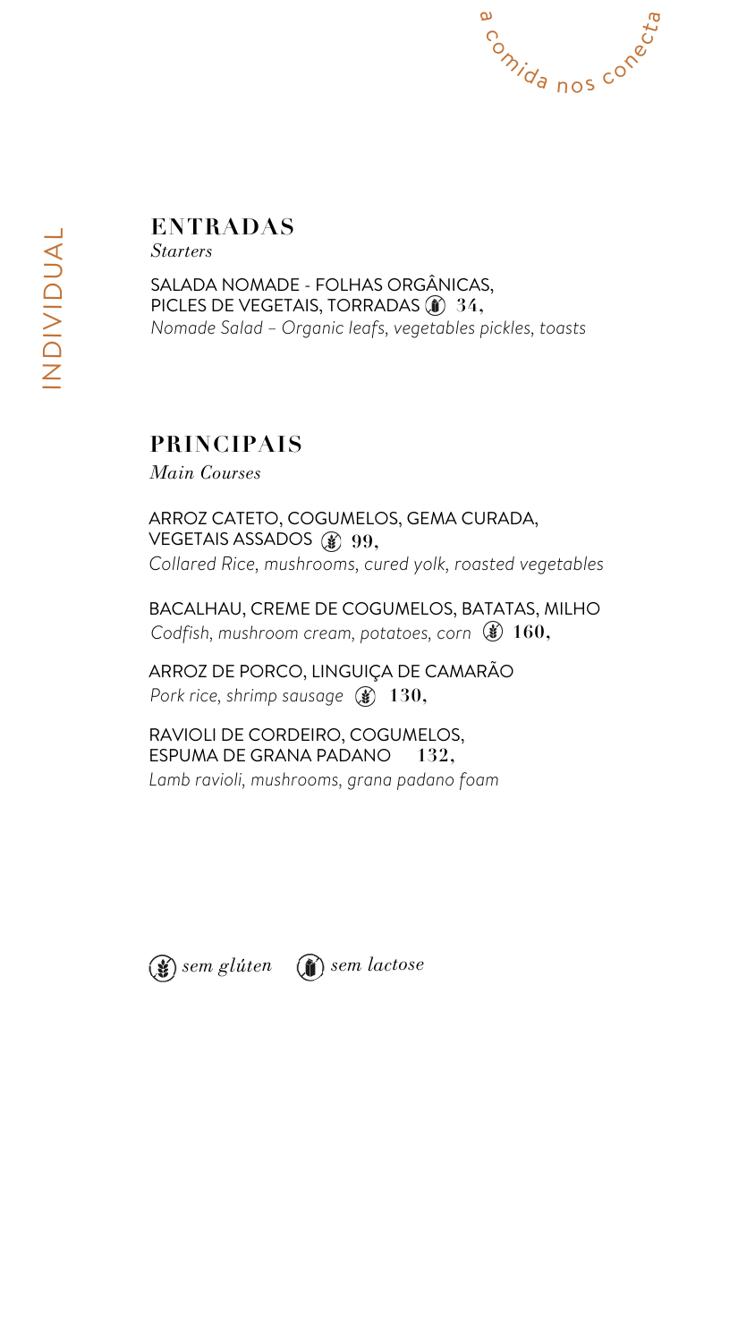INDIVIDUAL

a comida nos conecta

## ENTRADAS

*Starters*

SALADA NOMADE - FOLHAS ORGÂNICAS,
PICLES DE VEGETAIS, TORRADAS (sem lactose) **34,**
*Nomade Salad – Organic leafs, vegetables pickles, toasts*

## PRINCIPAIS

*Main Courses*

ARROZ CATETO, COGUMELOS, GEMA CURADA,
VEGETAIS ASSADOS (sem glúten) **99,**
*Collared Rice, mushrooms, cured yolk, roasted vegetables*

BACALHAU, CREME DE COGUMELOS, BATATAS, MILHO
*Codfish, mushroom cream, potatoes, corn* (sem glúten) **160,**

ARROZ DE PORCO, LINGUIÇA DE CAMARÃO
*Pork rice, shrimp sausage* (sem glúten) **130,**

RAVIOLI DE CORDEIRO, COGUMELOS,
ESPUMA DE GRANA PADANO **132,**
*Lamb ravioli, mushrooms, grana padano foam*

*sem glúten* *sem lactose*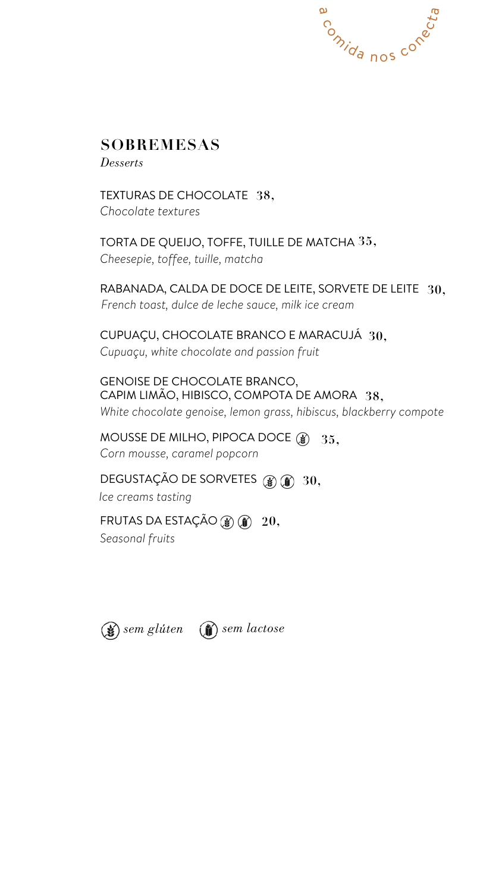a comida nos conecta

## SOBREMESAS

*Desserts*

TEXTURAS DE CHOCOLATE **38,**
*Chocolate textures*

TORTA DE QUEIJO, TOFFE, TUILLE DE MATCHA **35,**
*Cheesepie, toffee, tuille, matcha*

RABANADA, CALDA DE DOCE DE LEITE, SORVETE DE LEITE **30,**
*French toast, dulce de leche sauce, milk ice cream*

CUPUAÇU, CHOCOLATE BRANCO E MARACUJÁ **30,**
*Cupuaçu, white chocolate and passion fruit*

GENOISE DE CHOCOLATE BRANCO,
CAPIM LIMÃO, HIBISCO, COMPOTA DE AMORA **38,**
*White chocolate genoise, lemon grass, hibiscus, blackberry compote*

MOUSSE DE MILHO, PIPOCA DOCE (sem glúten) **35,**
*Corn mousse, caramel popcorn*

DEGUSTAÇÃO DE SORVETES (sem glúten) (sem lactose) **30,**
*Ice creams tasting*

FRUTAS DA ESTAÇÃO (sem glúten) (sem lactose) **20,**
*Seasonal fruits*

*sem glúten* *sem lactose*